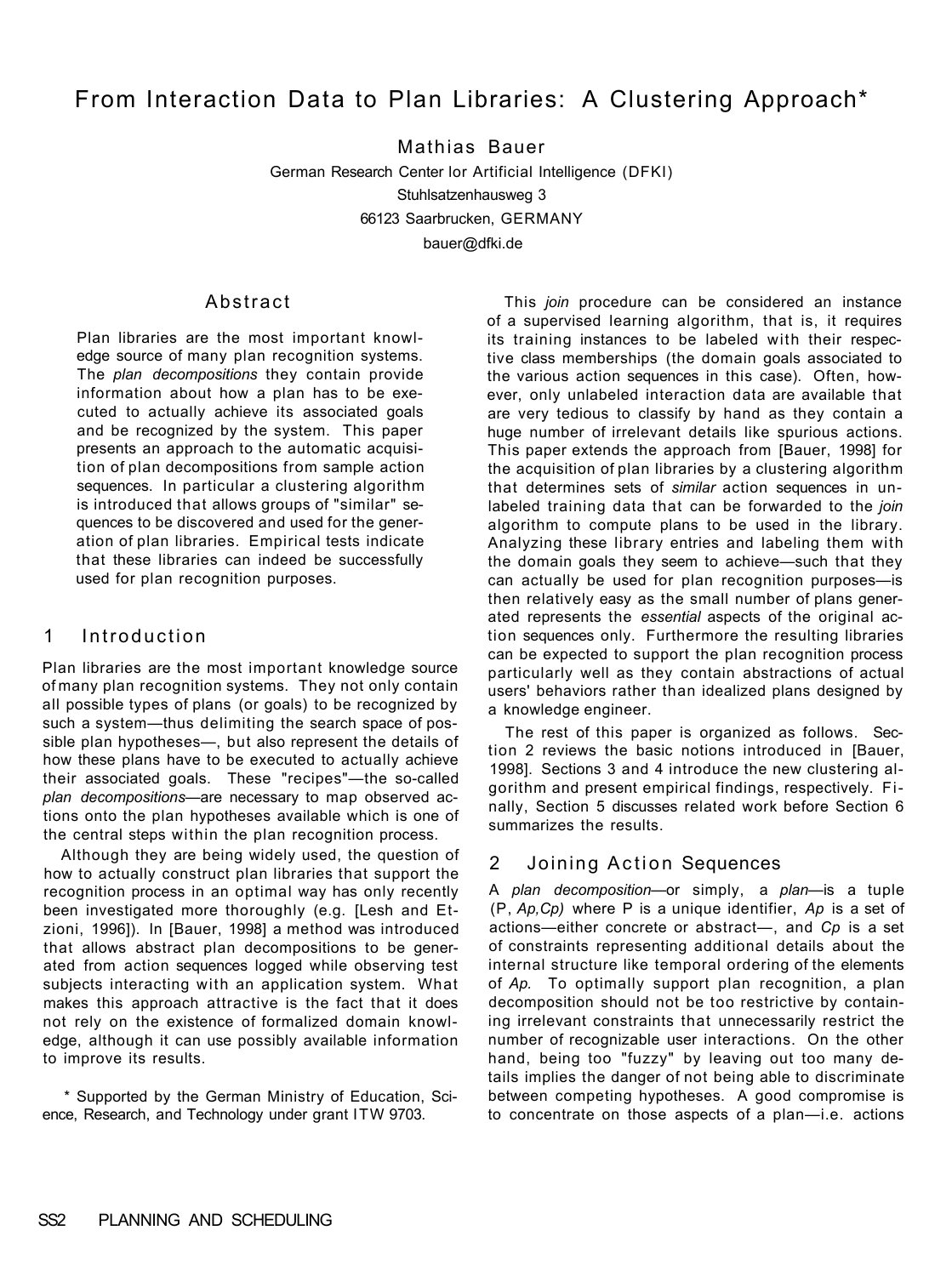# From Interaction Data to Plan Libraries: A Clustering Approach*

Mathias Bauer

German Research Center lor Artificial Intelligence (DFKI)
Stuhlsatzenhausweg 3
66123 Saarbrucken, GERMANY
bauer@dfki.de

## Abstract

Plan libraries are the most important knowledge source of many plan recognition systems. The *plan decompositions* they contain provide information about how a plan has to be executed to actually achieve its associated goals and be recognized by the system. This paper presents an approach to the automatic acquisition of plan decompositions from sample action sequences. In particular a clustering algorithm is introduced that allows groups of "similar" sequences to be discovered and used for the generation of plan libraries. Empirical tests indicate that these libraries can indeed be successfully used for plan recognition purposes.

## 1 Introduction

Plan libraries are the most important knowledge source of many plan recognition systems. They not only contain all possible types of plans (or goals) to be recognized by such a system—thus delimiting the search space of possible plan hypotheses—, but also represent the details of how these plans have to be executed to actually achieve their associated goals. These "recipes"—the so-called *plan decompositions*—are necessary to map observed actions onto the plan hypotheses available which is one of the central steps within the plan recognition process.

Although they are being widely used, the question of how to actually construct plan libraries that support the recognition process in an optimal way has only recently been investigated more thoroughly (e.g. [Lesh and Etzioni, 1996]). In [Bauer, 1998] a method was introduced that allows abstract plan decompositions to be generated from action sequences logged while observing test subjects interacting with an application system. What makes this approach attractive is the fact that it does not rely on the existence of formalized domain knowledge, although it can use possibly available information to improve its results.

\* Supported by the German Ministry of Education, Science, Research, and Technology under grant ITW 9703.

This *join* procedure can be considered an instance of a supervised learning algorithm, that is, it requires its training instances to be labeled with their respective class memberships (the domain goals associated to the various action sequences in this case). Often, however, only unlabeled interaction data are available that are very tedious to classify by hand as they contain a huge number of irrelevant details like spurious actions. This paper extends the approach from [Bauer, 1998] for the acquisition of plan libraries by a clustering algorithm that determines sets of *similar* action sequences in unlabeled training data that can be forwarded to the *join* algorithm to compute plans to be used in the library. Analyzing these library entries and labeling them with the domain goals they seem to achieve—such that they can actually be used for plan recognition purposes—is then relatively easy as the small number of plans generated represents the *essential* aspects of the original action sequences only. Furthermore the resulting libraries can be expected to support the plan recognition process particularly well as they contain abstractions of actual users' behaviors rather than idealized plans designed by a knowledge engineer.

The rest of this paper is organized as follows. Section 2 reviews the basic notions introduced in [Bauer, 1998]. Sections 3 and 4 introduce the new clustering algorithm and present empirical findings, respectively. Finally, Section 5 discusses related work before Section 6 summarizes the results.

## 2 Joining Action Sequences

A *plan decomposition*—or simply, a *plan*—is a tuple $(P, A_P, C_P)$ where P is a unique identifier, $A_P$ is a set of actions—either concrete or abstract—, and $C_P$ is a set of constraints representing additional details about the internal structure like temporal ordering of the elements of $A_P$. To optimally support plan recognition, a plan decomposition should not be too restrictive by containing irrelevant constraints that unnecessarily restrict the number of recognizable user interactions. On the other hand, being too "fuzzy" by leaving out too many details implies the danger of not being able to discriminate between competing hypotheses. A good compromise is to concentrate on those aspects of a plan—i.e. actions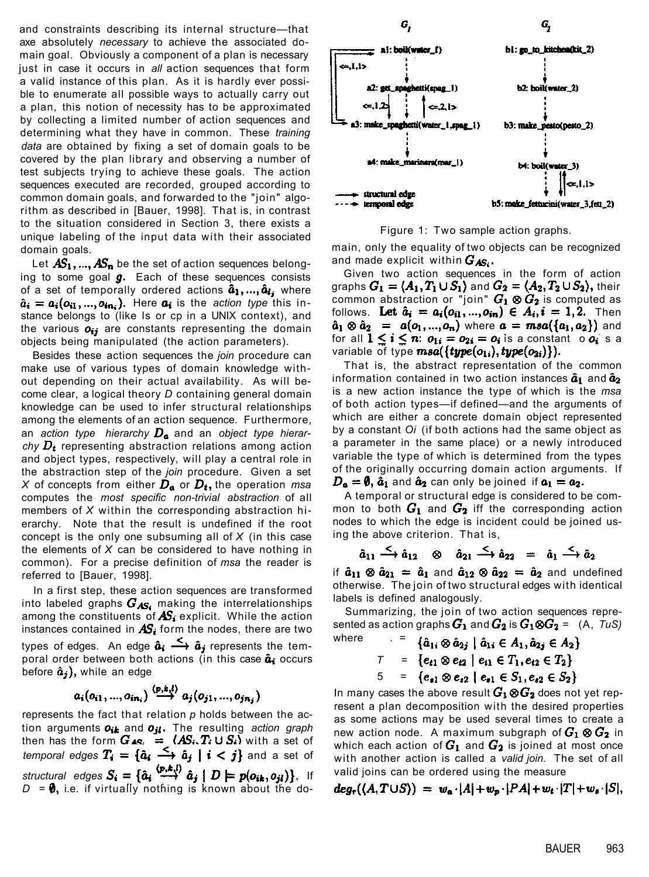and constraints describing its internal structure—that axe absolutely *necessary* to achieve the associated domain goal. Obviously a component of a plan is necessary just in case it occurs in *all* action sequences that form a valid instance of this plan. As it is hardly ever possible to enumerate all possible ways to actually carry out a plan, this notion of necessity has to be approximated by collecting a limited number of action sequences and determining what they have in common. These *training data* are obtained by fixing a set of domain goals to be covered by the plan library and observing a number of test subjects trying to achieve these goals. The action sequences executed are recorded, grouped according to common domain goals, and forwarded to the "join" algorithm as described in [Bauer, 1998]. That is, in contrast to the situation considered in Section 3, there exists a unique labeling of the input data with their associated domain goals.

Let $AS_1, ..., AS_n$ be the set of action sequences belonging to some goal $g$. Each of these sequences consists of a set of temporally ordered actions $\hat{a}_1, ..., \hat{a}_{l_j}$ where $\hat{a}_i = a_i(o_{i1}, ..., o_{in_i})$. Here $a_i$ is the *action type* this instance belongs to (like ls or cp in a UNIX context), and the various $o_{ij}$ are constants representing the domain objects being manipulated (the action parameters).

Besides these action sequences the *join* procedure can make use of various types of domain knowledge without depending on their actual availability. As will become clear, a logical theory *D* containing general domain knowledge can be used to infer structural relationships among the elements of an action sequence. Furthermore, an *action type hierarchy* $D_a$ and an *object type hierarchy* $D_t$ representing abstraction relations among action and object types, respectively, will play a central role in the abstraction step of the *join* procedure. Given a set *X* of concepts from either $D_a$ or $D_t$, the operation *msa* computes the *most specific non-trivial abstraction* of all members of *X* within the corresponding abstraction hierarchy. Note that the result is undefined if the root concept is the only one subsuming all of *X* (in this case the elements of *X* can be considered to have nothing in common). For a precise definition of *msa* the reader is referred to [Bauer, 1998].

In a first step, these action sequences are transformed into labeled graphs $G_{AS_i}$ making the interrelationships among the constituents of $AS_i$ explicit. While the action instances contained in $AS_i$ form the nodes, there are two types of edges. An edge $\hat{a}_i \xrightarrow{<} \hat{a}_j$ represents the temporal order between both actions (in this case $\hat{a}_i$ occurs before $\hat{a}_j$), while an edge

$$a_i(o_{i1}, ..., o_{in_i}) \xrightarrow{\langle p,k,l \rangle} a_j(o_{j1}, ..., o_{jn_j})$$

represents the fact that relation *p* holds between the action arguments $o_{ik}$ and $o_{jl}$. The resulting *action graph* then has the form $G_{AS_i} = \langle AS_i, T_i \cup S_i \rangle$ with a set of *temporal edges* $T_i = \{\hat{a}_i \xrightarrow{<} \hat{a}_j \mid i < j\}$ and a set of *structural edges* $S_i = \{\hat{a}_i \xrightarrow{\langle p,k,l \rangle} \hat{a}_j \mid D \models p(o_{ik}, o_{jl})\}$. If $D = \emptyset$, i.e. if virtually nothing is known about the domain, only the equality of two objects can be recognized and made explicit within $G_{AS_i}$.

Figure 1: Two sample action graphs.

Given two action sequences in the form of action graphs $G_1 = \langle A_1, T_1 \cup S_1 \rangle$ and $G_2 = \langle A_2, T_2 \cup S_2 \rangle$, their common abstraction or "join" $G_1 \otimes G_2$ is computed as follows. Let $\hat{a}_i = a_i(o_{i1}, ..., o_{in}) \in A_i, i = 1, 2$. Then $\hat{a}_1 \otimes \hat{a}_2 = a(o_1, ..., o_n)$ where $a = msa(\{a_1, a_2\})$ and for all $1 \leq i \leq n$: $o_{1i} = o_{2i} = o_i$ is a constant o $o_i$ s a variable of type $msa(\{type(o_{1i}), type(o_{2i})\})$.

That is, the abstract representation of the common information contained in two action instances $\hat{a}_1$ and $\hat{a}_2$ is a new action instance the type of which is the *msa* of both action types—if defined—and the arguments of which are either a concrete domain object represented by a constant *Oi* (if both actions had the same object as a parameter in the same place) or a newly introduced variable the type of which is determined from the types of the originally occurring domain action arguments. If $D_a = \emptyset$, $\hat{a}_1$ and $\hat{a}_2$ can only be joined if $a_1 = a_2$.

A temporal or structural edge is considered to be common to both $G_1$ and $G_2$ iff the corresponding action nodes to which the edge is incident could be joined using the above criterion. That is,

$$\hat{a}_{11} \xrightarrow{<} \hat{a}_{12} \quad \otimes \quad \hat{a}_{21} \xrightarrow{<} \hat{a}_{22} \quad = \quad \hat{a}_1 \xrightarrow{<} \hat{a}_2$$

if $\hat{a}_{11} \otimes \hat{a}_{21} = \hat{a}_1$ and $\hat{a}_{12} \otimes \hat{a}_{22} = \hat{a}_2$ and undefined otherwise. The join of two structural edges with identical labels is defined analogously.

Summarizing, the join of two action sequences represented as action graphs $G_1$ and $G_2$ is $G_1 \otimes G_2 = \langle A, T \cup S \rangle$ where

$$A = \{\hat{a}_{1i} \otimes \hat{a}_{2j} \mid \hat{a}_{1i} \in A_1, \hat{a}_{2j} \in A_2\}$$

$$T = \{e_{t1} \otimes e_{t2} \mid e_{t1} \in T_1, e_{t2} \in T_2\}$$

$$S = \{e_{s1} \otimes e_{s2} \mid e_{s1} \in S_1, e_{s2} \in S_2\}$$

In many cases the above result $G_1 \otimes G_2$ does not yet represent a plan decomposition with the desired properties as some actions may be used several times to create a new action node. A maximum subgraph of $G_1 \otimes G_2$ in which each action of $G_1$ and $G_2$ is joined at most once with another action is called a *valid join*. The set of all valid joins can be ordered using the measure

$$deg_r(\langle A, T \cup S \rangle) = w_a \cdot |A| + w_p \cdot |PA| + w_t \cdot |T| + w_s \cdot |S|,$$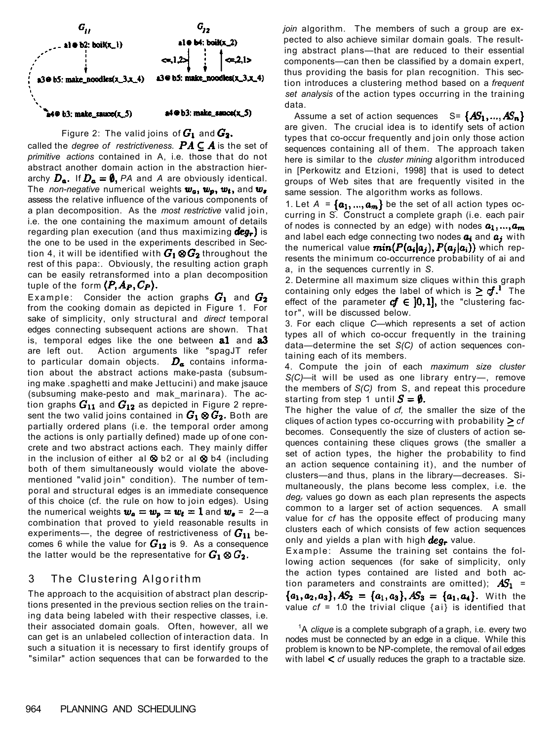$G_{11}$ $G_{12}$

a1 ⊗ b2: boil(x_1) a1 ⊗ b4: boil(x_2)

<=,1,2> <=,2,1>

a3 ⊗ b5: make_noodles(x_3,x_4) a3 ⊗ b5: make_noodles(x_3,x_4)

a4 ⊗ b3: make_sauce(x_5) a4 ⊗ b3: make_sauce(x_5)

Figure 2: The valid joins of $G_1$ and $G_2$.

called the *degree of restrictiveness.* $PA \subseteq A$ is the set of *primitive actions* contained in A, i.e. those that do not abstract another domain action in the abstraction hierarchy $D_a$. If $D_a = \emptyset$, *PA* and *A* are obviously identical. The *non-negative* numerical weights $w_a$, $w_p$, $w_t$, and $w_s$ assess the relative influence of the various components of a plan decomposition. As the *most restrictive* valid join, i.e. the one containing the maximum amount of details regarding plan execution (and thus maximizing $deg_r$) is the one to be used in the experiments described in Section 4, it will be identified with $G_1 \otimes G_2$ throughout the rest of this papa:. Obviously, the resulting action graph can be easily retransformed into a plan decomposition tuple of the form $\langle P, A_P, C_P \rangle$.

Example: Consider the action graphs $G_1$ and $G_2$ from the cooking domain as depicted in Figure 1. For sake of simplicity, only structural and *direct* temporal edges connecting subsequent actions are shown. That is, temporal edges like the one between **a1** and **a3** are left out. Action arguments like "spagJT refer to particular domain objects. $D_a$ contains information about the abstract actions make-pasta (subsuming make .spaghetti and make Jettucini) and make jsauce (subsuming make-pesto and mak_marinara). The action graphs $G_{11}$ and $G_{12}$ as depicted in Figure 2 represent the two valid joins contained in $G_1 \otimes G_2$. Both are partially ordered plans (i.e. the temporal order among the actions is only partially defined) made up of one concrete and two abstract actions each. They mainly differ in the inclusion of either al ⊗ b2 or al ⊗ b4 (including both of them simultaneously would violate the above-mentioned "valid join" condition). The number of temporal and structural edges is an immediate consequence of this choice (cf. the rule on how to join edges). Using the numerical weights $w_a = w_p = w_t = 1$ and $w_s$ = 2—a combination that proved to yield reasonable results in experiments—, the degree of restrictiveness of $G_{11}$ becomes 6 while the value for $G_{12}$ is 9. As a consequence the latter would be the representative for $G_1 \otimes G_2$.

## 3 The Clustering Algorithm

The approach to the acquisition of abstract plan descriptions presented in the previous section relies on the training data being labeled with their respective classes, i.e. their associated domain goals. Often, however, all we can get is an unlabeled collection of interaction data. In such a situation it is necessary to first identify groups of "similar" action sequences that can be forwarded to the *join* algorithm. The members of such a group are expected to also achieve similar domain goals. The resulting abstract plans—that are reduced to their essential components—can then be classified by a domain expert, thus providing the basis for plan recognition. This section introduces a clustering method based on a *frequent set analysis* of the action types occurring in the training data.

Assume a set of action sequences S= $\{AS_1, ..., AS_n\}$ are given. The crucial idea is to identify sets of action types that co-occur frequently and join only those action sequences containing all of them. The approach taken here is similar to the *cluster mining* algorithm introduced in [Perkowitz and Etzioni, 1998] that is used to detect groups of Web sites that are frequently visited in the same session. The algorithm works as follows.

1. Let *A* = $\{a_1, ..., a_m\}$ be the set of all action types occurring in *S*. Construct a complete graph (i.e. each pair of nodes is connected by an edge) with nodes $a_1, ..., a_m$ and label each edge connecting two nodes $a_i$ and $a_j$ with the numerical value $min(P(a_i|a_j), P(a_j|a_i))$ which represents the minimum co-occurrence probability of ai and a, in the sequences currently in *S*.

2. Determine all maximum size cliques within this graph containing only edges the label of which is $\geq cf$.[1] The effect of the parameter $cf \in ]0, 1]$, the "clustering factor", will be discussed below.

3. For each clique *C*—which represents a set of action types all of which co-occur frequently in the training data—determine the set *S(C)* of action sequences containing each of its members.

4. Compute the join of each *maximum size cluster S(C)*—it will be used as one library entry—, remove the members of *S(C)* from S, and repeat this procedure starting from step 1 until $S = \emptyset$.

The higher the value of *cf,* the smaller the size of the cliques of action types co-occurring with probability $\geq$ *cf* becomes. Consequently the size of clusters of action sequences containing these cliques grows (the smaller a set of action types, the higher the probability to find an action sequence containing it), and the number of clusters—and thus, plans in the library—decreases. Simultaneously, the plans become less complex, i.e. the $deg_r$ values go down as each plan represents the aspects common to a larger set of action sequences. A small value for *cf* has the opposite effect of producing many clusters each of which consists of few action sequences only and yields a plan with high $deg_r$ value.

Example: Assume the training set contains the following action sequences (for sake of simplicity, only the action types contained are listed and both action parameters and constraints are omitted); $AS_1$ = $\{a_1, a_2, a_3\}, AS_2 = \{a_1, a_3\}, AS_3 = \{a_1, a_4\}$. With the value *cf* = 1.0 the trivial clique {ai} is identified that

[1] A *clique* is a complete subgraph of a graph, i.e. every two nodes must be connected by an edge in a clique. While this problem is known to be NP-complete, the removal of ail edges with label < *cf* usually reduces the graph to a tractable size.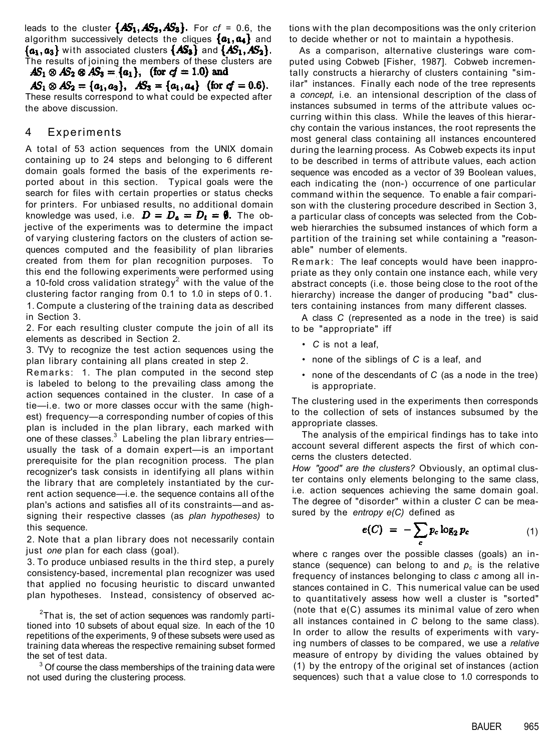leads to the cluster $\{AS_1, AS_2, AS_3\}$. For *cf* = 0.6, the algorithm successively detects the cliques $\{a_1, a_4\}$ and $\{a_1, a_3\}$ with associated clusters $\{AS_3\}$ and $\{AS_1, AS_2\}$. The results of joining the members of these clusters are

$AS_1 \otimes AS_2 \otimes AS_3 = \{a_1\}$, (for $cf = 1.0$) and

$AS_1 \otimes AS_2 = \{a_1, a_3\}$, $AS_3 = \{a_1, a_4\}$ (for $cf = 0.6$).

These results correspond to what could be expected after the above discussion.

## 4 Experiments

A total of 53 action sequences from the UNIX domain containing up to 24 steps and belonging to 6 different domain goals formed the basis of the experiments reported about in this section. Typical goals were the search for files with certain properties or status checks for printers. For unbiased results, no additional domain knowledge was used, i.e. $D = D_a = D_t = \emptyset$. The objective of the experiments was to determine the impact of varying clustering factors on the clusters of action sequences computed and the feasibility of plan libraries created from them for plan recognition purposes. To this end the following experiments were performed using a 10-fold cross validation strategy[2] with the value of the clustering factor ranging from 0.1 to 1.0 in steps of 0.1.

1. Compute a clustering of the training data as described in Section 3.
2. For each resulting cluster compute the join of all its elements as described in Section 2.
3. TVy to recognize the test action sequences using the plan library containing all plans created in step 2.

Remarks: 1. The plan computed in the second step is labeled to belong to the prevailing class among the action sequences contained in the cluster. In case of a tie—i.e. two or more classes occur with the same (highest) frequency—a corresponding number of copies of this plan is included in the plan library, each marked with one of these classes.[3] Labeling the plan library entries—usually the task of a domain expert—is an important prerequisite for the plan recognition process. The plan recognizer's task consists in identifying all plans within the library that are completely instantiated by the current action sequence—i.e. the sequence contains all of the plan's actions and satisfies all of its constraints—and assigning their respective classes (as *plan hypotheses)* to this sequence.

2. Note that a plan library does not necessarily contain just *one* plan for each class (goal).

3. To produce unbiased results in the third step, a purely consistency-based, incremental plan recognizer was used that applied no focusing heuristic to discard unwanted plan hypotheses. Instead, consistency of observed actions with the plan decompositions was the only criterion to decide whether or not to maintain a hypothesis.

[2] That is, the set of action sequences was randomly partitioned into 10 subsets of about equal size. In each of the 10 repetitions of the experiments, 9 of these subsets were used as training data whereas the respective remaining subset formed the set of test data.

[3] Of course the class memberships of the training data were not used during the clustering process.

As a comparison, alternative clusterings ware computed using Cobweb [Fisher, 1987]. Cobweb incrementally constructs a hierarchy of clusters containing "similar" instances. Finally each node of the tree represents a *concept,* i.e. an intensional description of the class of instances subsumed in terms of the attribute values occurring within this class. While the leaves of this hierarchy contain the various instances, the root represents the most general class containing all instances encountered during the learning process. As Cobweb expects its input to be described in terms of attribute values, each action sequence was encoded as a vector of 39 Boolean values, each indicating the (non-) occurrence of one particular command within the sequence. To enable a fair comparison with the clustering procedure described in Section 3, a particular class of concepts was selected from the Cobweb hierarchies the subsumed instances of which form a partition of the training set while containing a "reasonable" number of elements.

Remark: The leaf concepts would have been inappropriate as they only contain one instance each, while very abstract concepts (i.e. those being close to the root of the hierarchy) increase the danger of producing "bad" clusters containing instances from many different classes.

A class *C* (represented as a node in the tree) is said to be "appropriate" iff

- *C* is not a leaf,
- none of the siblings of *C* is a leaf, and
- none of the descendants of *C* (as a node in the tree) is appropriate.

The clustering used in the experiments then corresponds to the collection of sets of instances subsumed by the appropriate classes.

The analysis of the empirical findings has to take into account several different aspects the first of which concerns the clusters detected.

*How "good" are the clusters?* Obviously, an optimal cluster contains only elements belonging to the same class, i.e. action sequences achieving the same domain goal. The degree of "disorder" within a cluster *C* can be measured by the *entropy e(C)* defined as

$$e(C) = -\sum_c p_c \log_2 p_c \tag{1}$$

where c ranges over the possible classes (goals) an instance (sequence) can belong to and $p_c$ is the relative frequency of instances belonging to class *c* among all instances contained in C. This numerical value can be used to quantitatively assess how well a cluster is "sorted" (note that e(C) assumes its minimal value of zero when all instances contained in *C* belong to the same class). In order to allow the results of experiments with varying numbers of classes to be compared, we use a *relative* measure of entropy by dividing the values obtained by (1) by the entropy of the original set of instances (action sequences) such that a value close to 1.0 corresponds to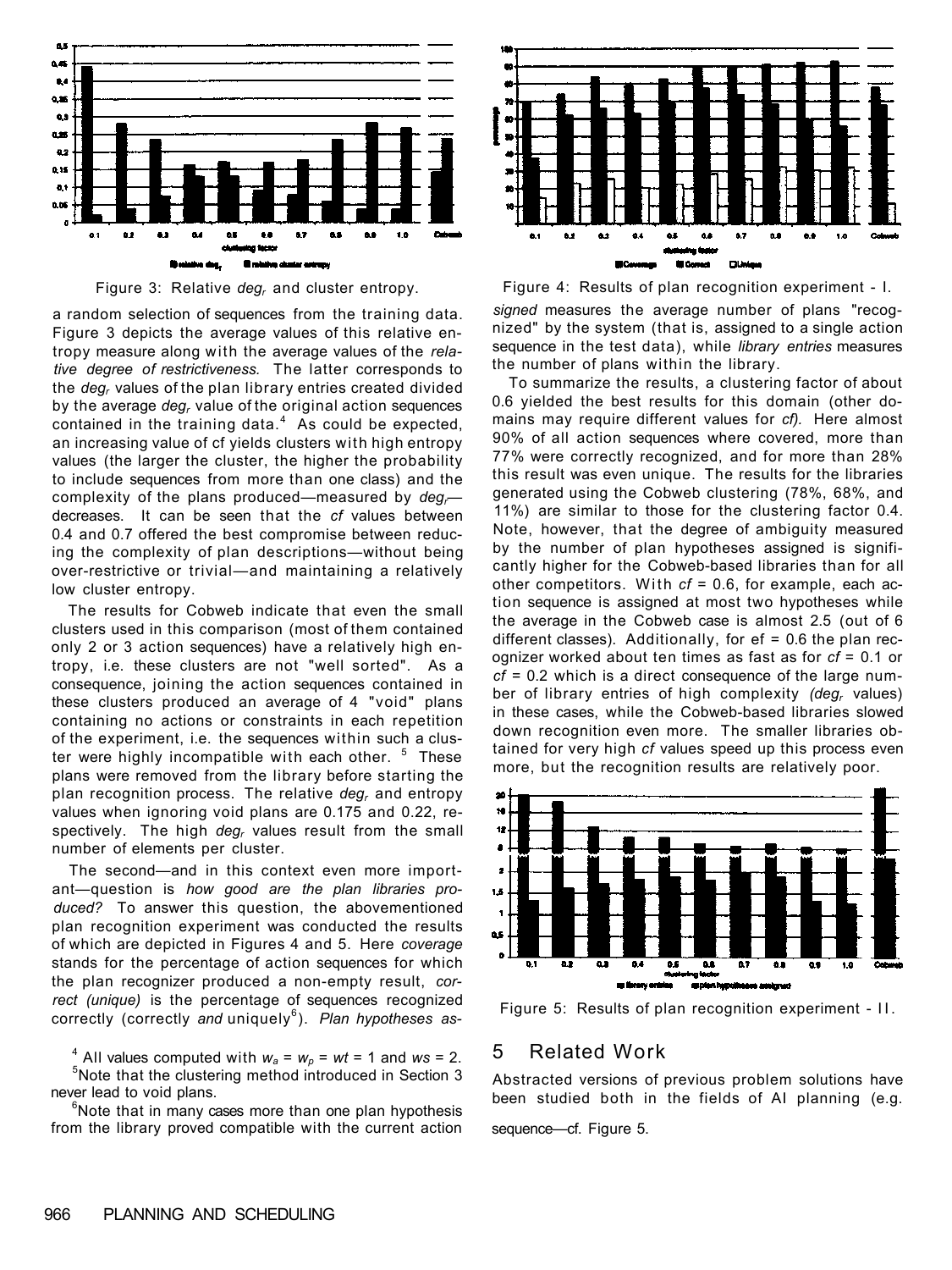Figure 3: Relative $deg_r$ and cluster entropy.

a random selection of sequences from the training data. Figure 3 depicts the average values of this relative entropy measure along with the average values of the *relative degree of restrictiveness.* The latter corresponds to the $deg_r$ values of the plan library entries created divided by the average $deg_r$ value of the original action sequences contained in the training data.[4] As could be expected, an increasing value of cf yields clusters with high entropy values (the larger the cluster, the higher the probability to include sequences from more than one class) and the complexity of the plans produced—measured by $deg_r$—decreases. It can be seen that the *cf* values between 0.4 and 0.7 offered the best compromise between reducing the complexity of plan descriptions—without being over-restrictive or trivial—and maintaining a relatively low cluster entropy.

The results for Cobweb indicate that even the small clusters used in this comparison (most of them contained only 2 or 3 action sequences) have a relatively high entropy, i.e. these clusters are not "well sorted". As a consequence, joining the action sequences contained in these clusters produced an average of 4 "void" plans containing no actions or constraints in each repetition of the experiment, i.e. the sequences within such a cluster were highly incompatible with each other. [5] These plans were removed from the library before starting the plan recognition process. The relative $deg_r$ and entropy values when ignoring void plans are 0.175 and 0.22, respectively. The high $deg_r$ values result from the small number of elements per cluster.

The second—and in this context even more important—question is *how good are the plan libraries produced?* To answer this question, the abovementioned plan recognition experiment was conducted the results of which are depicted in Figures 4 and 5. Here *coverage* stands for the percentage of action sequences for which the plan recognizer produced a non-empty result, *correct (unique)* is the percentage of sequences recognized correctly (correctly *and* uniquely[6]). *Plan hypotheses assigned* measures the average number of plans "recognized" by the system (that is, assigned to a single action sequence in the test data), while *library entries* measures the number of plans within the library.

Figure 4: Results of plan recognition experiment - I.

To summarize the results, a clustering factor of about 0.6 yielded the best results for this domain (other domains may require different values for *cf).* Here almost 90% of all action sequences where covered, more than 77% were correctly recognized, and for more than 28% this result was even unique. The results for the libraries generated using the Cobweb clustering (78%, 68%, and 11%) are similar to those for the clustering factor 0.4. Note, however, that the degree of ambiguity measured by the number of plan hypotheses assigned is significantly higher for the Cobweb-based libraries than for all other competitors. With *cf* = 0.6, for example, each action sequence is assigned at most two hypotheses while the average in the Cobweb case is almost 2.5 (out of 6 different classes). Additionally, for ef = 0.6 the plan recognizer worked about ten times as fast as for *cf* = 0.1 or *cf* = 0.2 which is a direct consequence of the large number of library entries of high complexity *($deg_r$* values) in these cases, while the Cobweb-based libraries slowed down recognition even more. The smaller libraries obtained for very high *cf* values speed up this process even more, but the recognition results are relatively poor.

Figure 5: Results of plan recognition experiment - II.

## 5 Related Work

Abstracted versions of previous problem solutions have been studied both in the fields of AI planning (e.g.

[4] All values computed with $w_a = w_p = wt = 1$ and $ws = 2$.

[5] Note that the clustering method introduced in Section 3 never lead to void plans.

[6] Note that in many cases more than one plan hypothesis from the library proved compatible with the current action sequence—cf. Figure 5.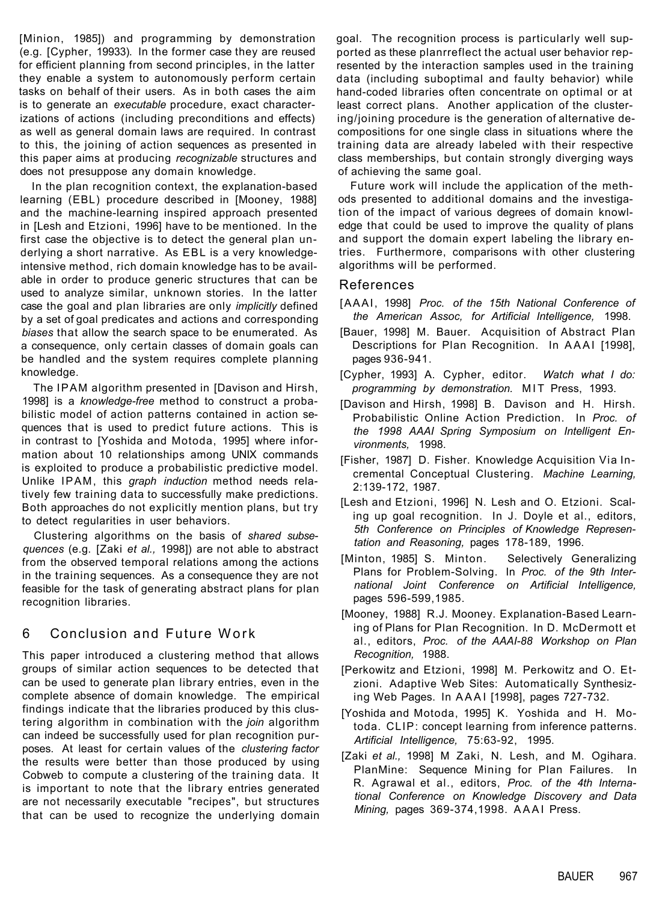[Minion, 1985]) and programming by demonstration (e.g. [Cypher, 19933). In the former case they are reused for efficient planning from second principles, in the latter they enable a system to autonomously perform certain tasks on behalf of their users. As in both cases the aim is to generate an *executable* procedure, exact characterizations of actions (including preconditions and effects) as well as general domain laws are required. In contrast to this, the joining of action sequences as presented in this paper aims at producing *recognizable* structures and does not presuppose any domain knowledge.

In the plan recognition context, the explanation-based learning (EBL) procedure described in [Mooney, 1988] and the machine-learning inspired approach presented in [Lesh and Etzioni, 1996] have to be mentioned. In the first case the objective is to detect the general plan underlying a short narrative. As EBL is a very knowledge-intensive method, rich domain knowledge has to be available in order to produce generic structures that can be used to analyze similar, unknown stories. In the latter case the goal and plan libraries are only *implicitly* defined by a set of goal predicates and actions and corresponding *biases* that allow the search space to be enumerated. As a consequence, only certain classes of domain goals can be handled and the system requires complete planning knowledge.

The IPAM algorithm presented in [Davison and Hirsh, 1998] is a *knowledge-free* method to construct a probabilistic model of action patterns contained in action sequences that is used to predict future actions. This is in contrast to [Yoshida and Motoda, 1995] where information about 10 relationships among UNIX commands is exploited to produce a probabilistic predictive model. Unlike IPAM, this *graph induction* method needs relatively few training data to successfully make predictions. Both approaches do not explicitly mention plans, but try to detect regularities in user behaviors.

Clustering algorithms on the basis of *shared subsequences* (e.g. [Zaki *et al.,* 1998]) are not able to abstract from the observed temporal relations among the actions in the training sequences. As a consequence they are not feasible for the task of generating abstract plans for plan recognition libraries.

## 6 Conclusion and Future Work

This paper introduced a clustering method that allows groups of similar action sequences to be detected that can be used to generate plan library entries, even in the complete absence of domain knowledge. The empirical findings indicate that the libraries produced by this clustering algorithm in combination with the *join* algorithm can indeed be successfully used for plan recognition purposes. At least for certain values of the *clustering factor* the results were better than those produced by using Cobweb to compute a clustering of the training data. It is important to note that the library entries generated are not necessarily executable "recipes", but structures that can be used to recognize the underlying domain goal. The recognition process is particularly well supported as these planrreflect the actual user behavior represented by the interaction samples used in the training data (including suboptimal and faulty behavior) while hand-coded libraries often concentrate on optimal or at least correct plans. Another application of the clustering/joining procedure is the generation of alternative decompositions for one single class in situations where the training data are already labeled with their respective class memberships, but contain strongly diverging ways of achieving the same goal.

Future work will include the application of the methods presented to additional domains and the investigation of the impact of various degrees of domain knowledge that could be used to improve the quality of plans and support the domain expert labeling the library entries. Furthermore, comparisons with other clustering algorithms will be performed.

## References

[AAAI, 1998] *Proc. of the 15th National Conference of the American Assoc, for Artificial Intelligence,* 1998.

[Bauer, 1998] M. Bauer. Acquisition of Abstract Plan Descriptions for Plan Recognition. In AAAI [1998], pages 936-941.

[Cypher, 1993] A. Cypher, editor. *Watch what I do: programming by demonstration.* MIT Press, 1993.

[Davison and Hirsh, 1998] B. Davison and H. Hirsh. Probabilistic Online Action Prediction. In *Proc. of the 1998 AAAI Spring Symposium on Intelligent Environments,* 1998.

[Fisher, 1987] D. Fisher. Knowledge Acquisition Via Incremental Conceptual Clustering. *Machine Learning,* 2:139-172, 1987.

[Lesh and Etzioni, 1996] N. Lesh and O. Etzioni. Scaling up goal recognition. In J. Doyle et al., editors, *5th Conference on Principles of Knowledge Representation and Reasoning,* pages 178-189, 1996.

[Minton, 1985] S. Minton. Selectively Generalizing Plans for Problem-Solving. In *Proc. of the 9th International Joint Conference on Artificial Intelligence,* pages 596-599,1985.

[Mooney, 1988] R.J. Mooney. Explanation-Based Learning of Plans for Plan Recognition. In D. McDermott et al., editors, *Proc. of the AAAI-88 Workshop on Plan Recognition,* 1988.

[Perkowitz and Etzioni, 1998] M. Perkowitz and O. Etzioni. Adaptive Web Sites: Automatically Synthesizing Web Pages. In AAAI [1998], pages 727-732.

[Yoshida and Motoda, 1995] K. Yoshida and H. Motoda. CLIP: concept learning from inference patterns. *Artificial Intelligence,* 75:63-92, 1995.

[Zaki *et al.,* 1998] M Zaki, N. Lesh, and M. Ogihara. PlanMine: Sequence Mining for Plan Failures. In R. Agrawal et al., editors, *Proc. of the 4th International Conference on Knowledge Discovery and Data Mining,* pages 369-374,1998. AAAI Press.